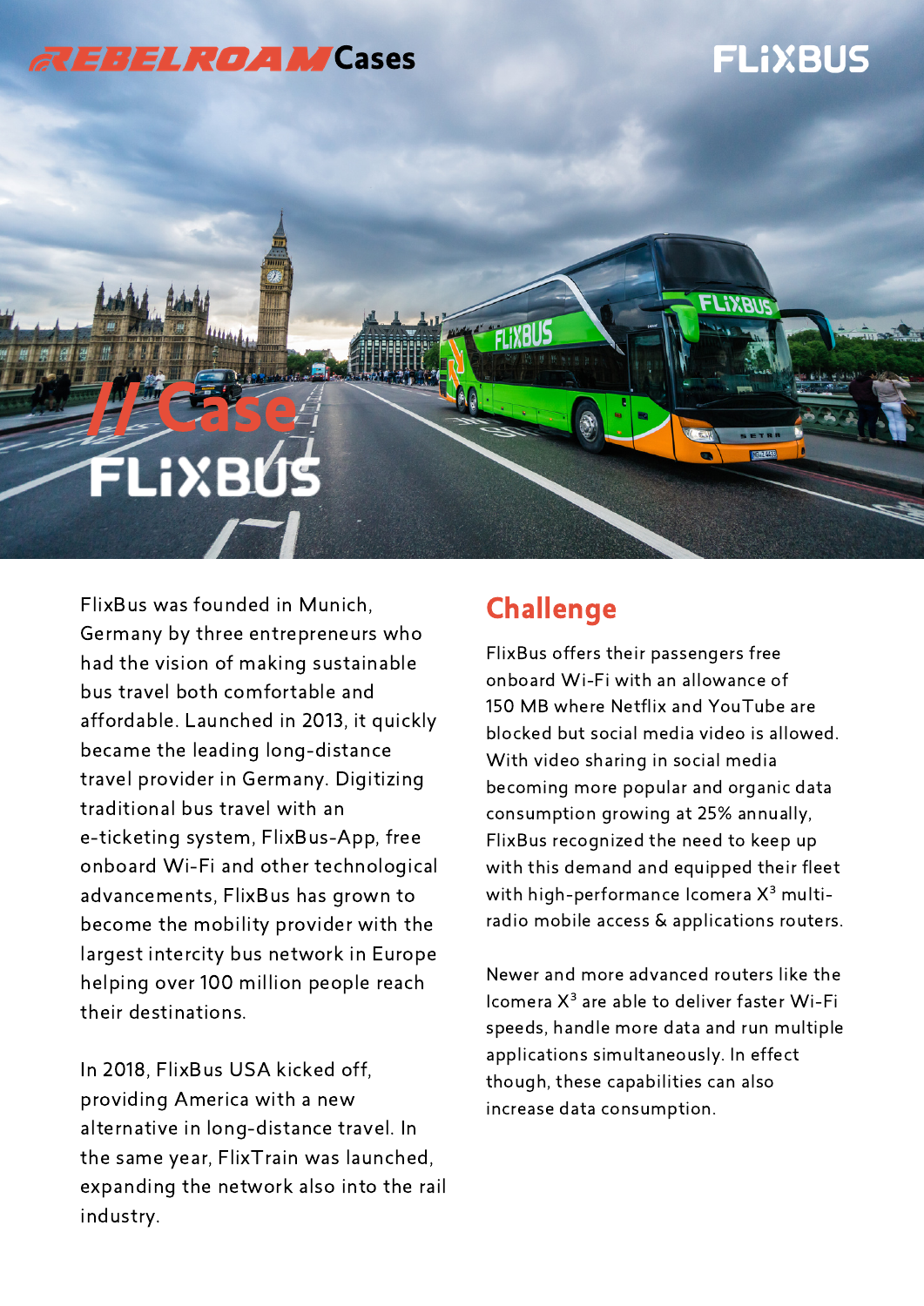REBELROAM Cases

FLIXBUS

# // Case FLIXBUS

FlixBus was founded in Munich, Germany by three entrepreneurs who had the vision of making sustainable bus travel both comfortable and affordable. Launched in 2013, it quickly became the leading long-distance travel provider in Germany. Digitizing traditional bus travel with an e-ticketing system, FlixBus-App, free onboard Wi-Fi and other technological advancements, FlixBus has grown to become the mobility provider with the largest intercity bus network in Europe helping over 100 million people reach their destinations.

In 2018, FlixBus USA kicked off, providing America with a new alternative in long-distance travel. In the same year, FlixTrain was launched, expanding the network also into the rail industry.

## Challenge

FlixBus offers their passengers free onboard Wi-Fi with an allowance of 150 MB where Netflix and YouTube are blocked but social media video is allowed. With video sharing in social media becoming more popular and organic data consumption growing at 25% annually, FlixBus recognized the need to keep up with this demand and equipped their fleet with high-performance Icomera $X^3$ multi-radio mobile access & applications routers.

Newer and more advanced routers like the Icomera $X^3$ are able to deliver faster Wi-Fi speeds, handle more data and run multiple applications simultaneously. In effect though, these capabilities can also increase data consumption.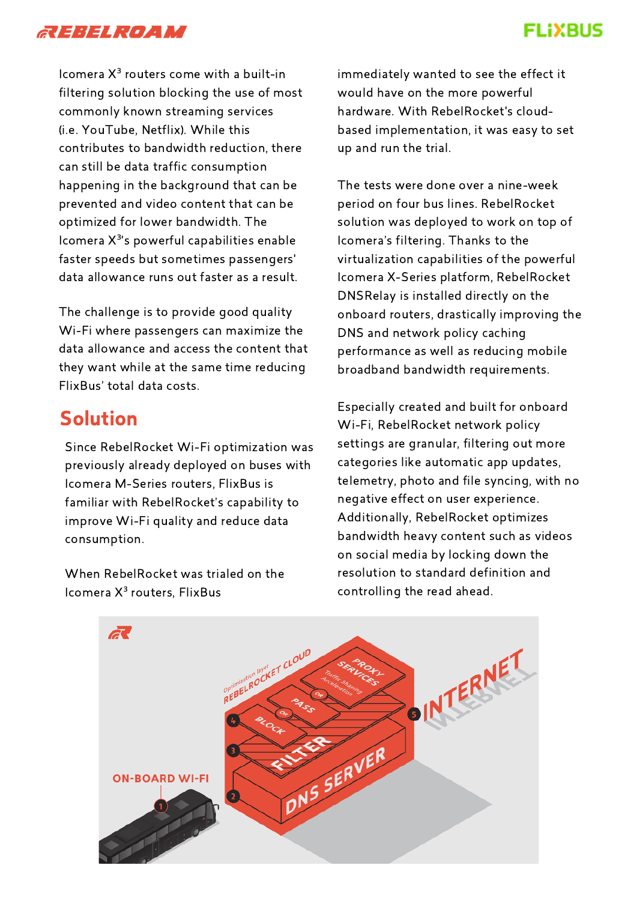Icomera X³ routers come with a built-in filtering solution blocking the use of most commonly known streaming services (i.e. YouTube, Netflix). While this contributes to bandwidth reduction, there can still be data traffic consumption happening in the background that can be prevented and video content that can be optimized for lower bandwidth. The Icomera X³'s powerful capabilities enable faster speeds but sometimes passengers' data allowance runs out faster as a result.

The challenge is to provide good quality Wi-Fi where passengers can maximize the data allowance and access the content that they want while at the same time reducing FlixBus' total data costs.

## Solution

Since RebelRocket Wi-Fi optimization was previously already deployed on buses with Icomera M-Series routers, FlixBus is familiar with RebelRocket's capability to improve Wi-Fi quality and reduce data consumption.

When RebelRocket was trialed on the Icomera X³ routers, FlixBus immediately wanted to see the effect it would have on the more powerful hardware. With RebelRocket's cloud-based implementation, it was easy to set up and run the trial.

The tests were done over a nine-week period on four bus lines. RebelRocket solution was deployed to work on top of Icomera's filtering. Thanks to the virtualization capabilities of the powerful Icomera X-Series platform, RebelRocket DNSRelay is installed directly on the onboard routers, drastically improving the DNS and network policy caching performance as well as reducing mobile broadband bandwidth requirements.

Especially created and built for onboard Wi-Fi, RebelRocket network policy settings are granular, filtering out more categories like automatic app updates, telemetry, photo and file syncing, with no negative effect on user experience. Additionally, RebelRocket optimizes bandwidth heavy content such as videos on social media by locking down the resolution to standard definition and controlling the read ahead.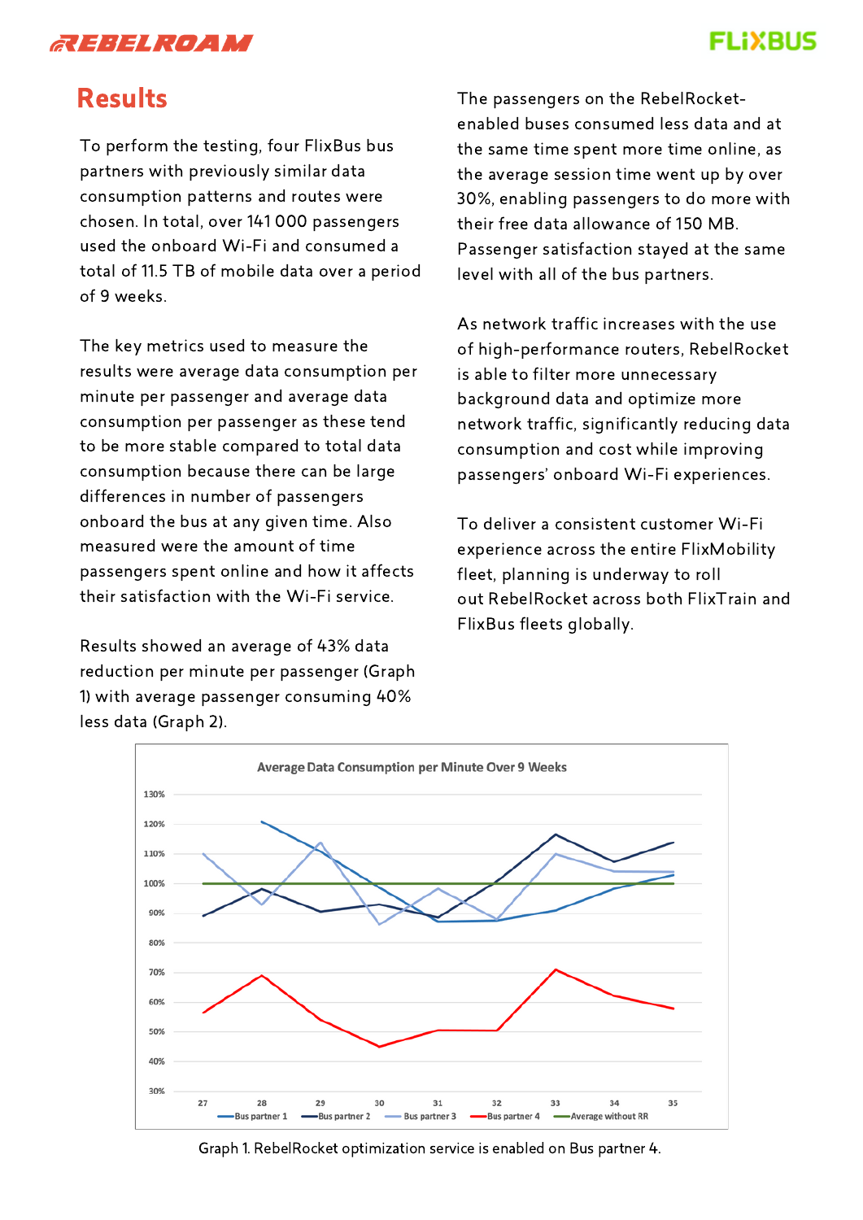## Results

To perform the testing, four FlixBus bus partners with previously similar data consumption patterns and routes were chosen. In total, over 141 000 passengers used the onboard Wi-Fi and consumed a total of 11.5 TB of mobile data over a period of 9 weeks.

The key metrics used to measure the results were average data consumption per minute per passenger and average data consumption per passenger as these tend to be more stable compared to total data consumption because there can be large differences in number of passengers onboard the bus at any given time. Also measured were the amount of time passengers spent online and how it affects their satisfaction with the Wi-Fi service.

Results showed an average of 43% data reduction per minute per passenger (Graph 1) with average passenger consuming 40% less data (Graph 2).

The passengers on the RebelRocket-enabled buses consumed less data and at the same time spent more time online, as the average session time went up by over 30%, enabling passengers to do more with their free data allowance of 150 MB. Passenger satisfaction stayed at the same level with all of the bus partners.

As network traffic increases with the use of high-performance routers, RebelRocket is able to filter more unnecessary background data and optimize more network traffic, significantly reducing data consumption and cost while improving passengers' onboard Wi-Fi experiences.

To deliver a consistent customer Wi-Fi experience across the entire FlixMobility fleet, planning is underway to roll out RebelRocket across both FlixTrain and FlixBus fleets globally.

Graph 1. RebelRocket optimization service is enabled on Bus partner 4.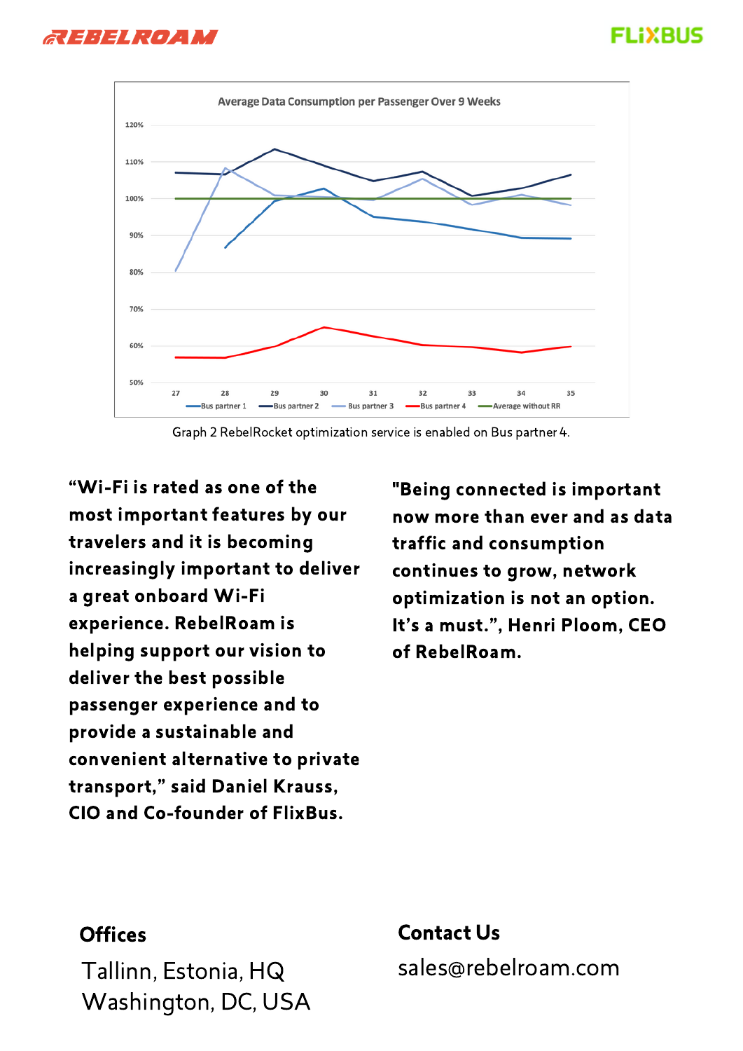Average Data Consumption per Passenger Over 9 Weeks

120%
110%
100%
90%
80%
70%
60%
50%

27 28 29 30 31 32 33 34 35

Bus partner 1, Bus partner 2, Bus partner 3, Bus partner 4, Average without RR

Graph 2 RebelRocket optimization service is enabled on Bus partner 4.

**“Wi-Fi is rated as one of the most important features by our travelers and it is becoming increasingly important to deliver a great onboard Wi-Fi experience. RebelRoam is helping support our vision to deliver the best possible passenger experience and to provide a sustainable and convenient alternative to private transport,” said Daniel Krauss, CIO and Co-founder of FlixBus.**

**"Being connected is important now more than ever and as data traffic and consumption continues to grow, network optimization is not an option. It’s a must.”, Henri Ploom, CEO of RebelRoam.**

## Offices

Tallinn, Estonia, HQ
Washington, DC, USA

## Contact Us

sales@rebelroam.com